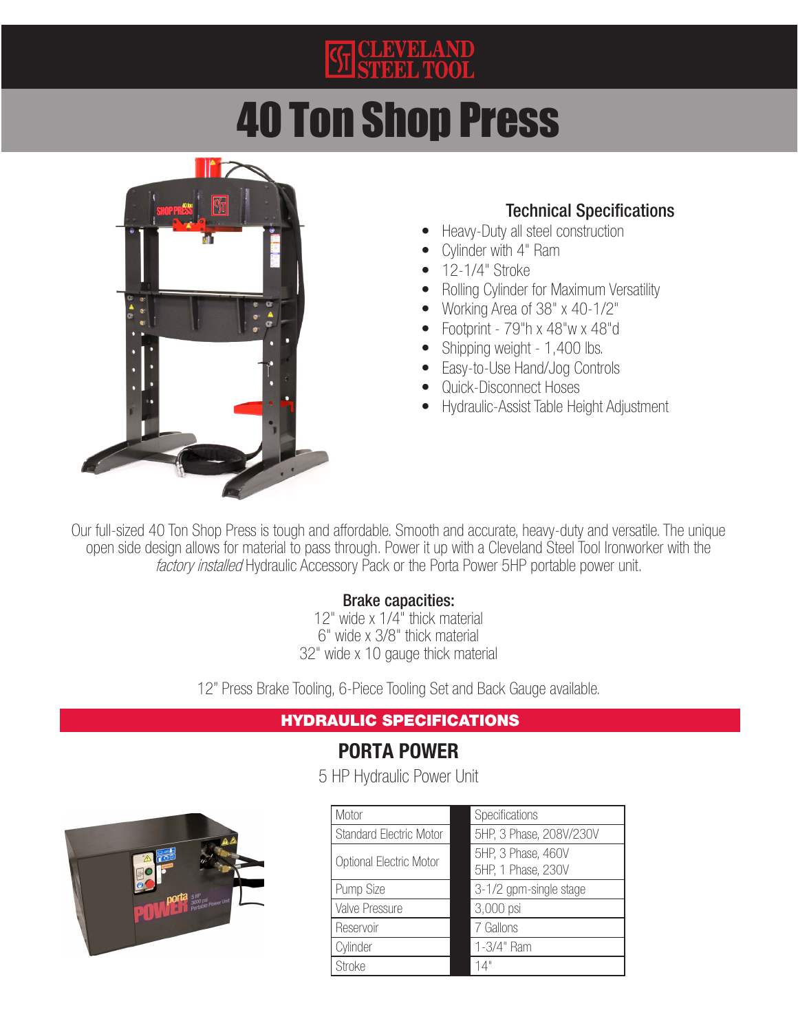CLEVELAND STEEL TOOL

# 40 Ton Shop Press

### Technical Specifications

- Heavy-Duty all steel construction
- Cylinder with 4" Ram
- 12-1/4" Stroke
- Rolling Cylinder for Maximum Versatility
- Working Area of 38" x 40-1/2"
- Footprint - 79"h x 48"w x 48"d
- Shipping weight - 1,400 lbs.
- Easy-to-Use Hand/Jog Controls
- Quick-Disconnect Hoses
- Hydraulic-Assist Table Height Adjustment

Our full-sized 40 Ton Shop Press is tough and affordable. Smooth and accurate, heavy-duty and versatile. The unique open side design allows for material to pass through. Power it up with a Cleveland Steel Tool Ironworker with the *factory installed* Hydraulic Accessory Pack or the Porta Power 5HP portable power unit.

**Brake capacities:**

12" wide x 1/4" thick material
6" wide x 3/8" thick material
32" wide x 10 gauge thick material

12" Press Brake Tooling, 6-Piece Tooling Set and Back Gauge available.

## HYDRAULIC SPECIFICATIONS

## PORTA POWER

5 HP Hydraulic Power Unit

| Motor | Specifications |
|---|---|
| Standard Electric Motor | 5HP, 3 Phase, 208V/230V |
| Optional Electric Motor | 5HP, 3 Phase, 460V<br>5HP, 1 Phase, 230V |
| Pump Size | 3-1/2 gpm-single stage |
| Valve Pressure | 3,000 psi |
| Reservoir | 7 Gallons |
| Cylinder | 1-3/4" Ram |
| Stroke | 14" |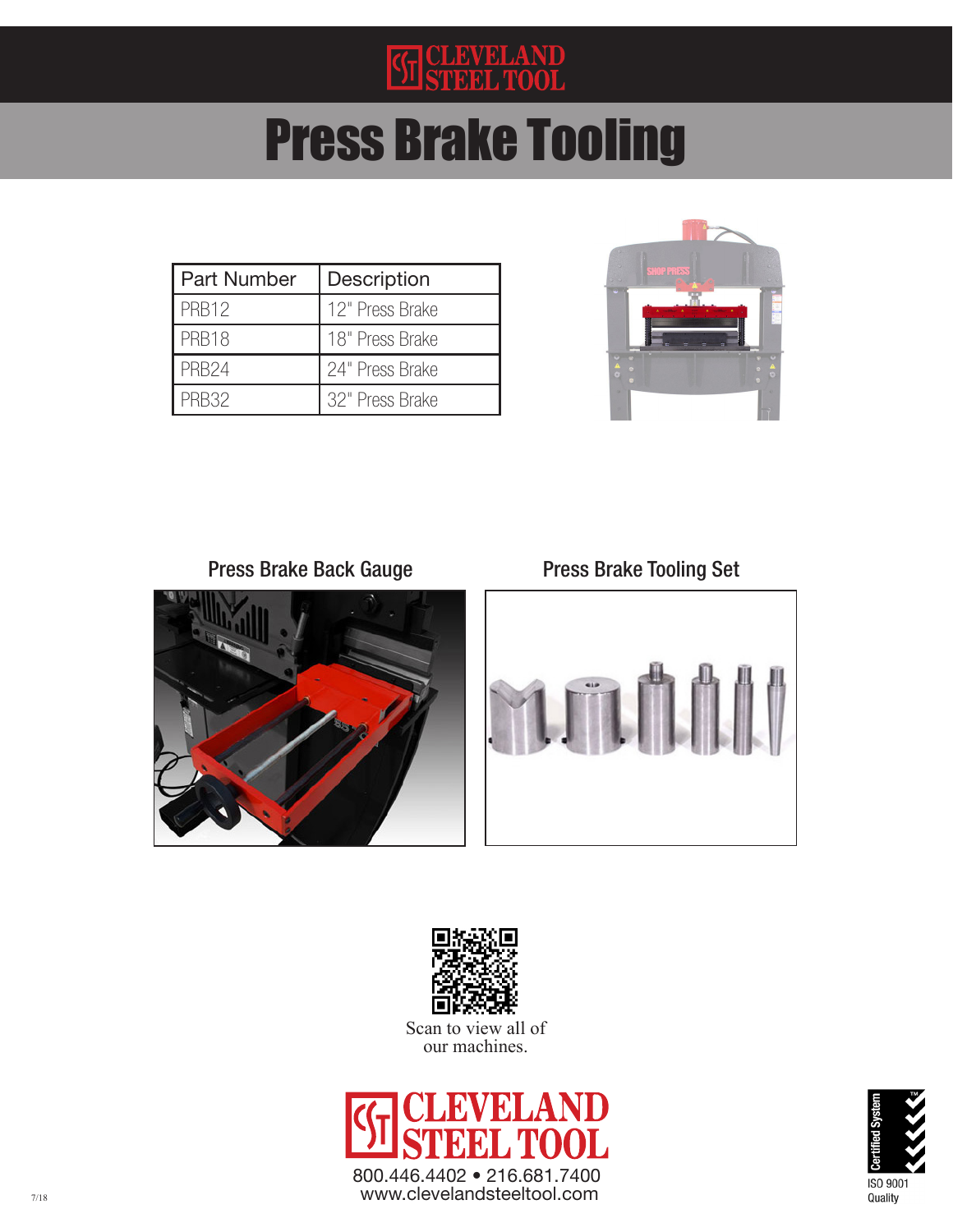# Press Brake Tooling

| Part Number | Description |
|---|---|
| PRB12 | 12" Press Brake |
| PRB18 | 18" Press Brake |
| PRB24 | 24" Press Brake |
| PRB32 | 32" Press Brake |

**Press Brake Back Gauge**

**Press Brake Tooling Set**

Scan to view all of our machines.

**CLEVELAND STEEL TOOL**

800.446.4402 • 216.681.7400
www.clevelandsteeltool.com

Certified System
ISO 9001 Quality

7/18